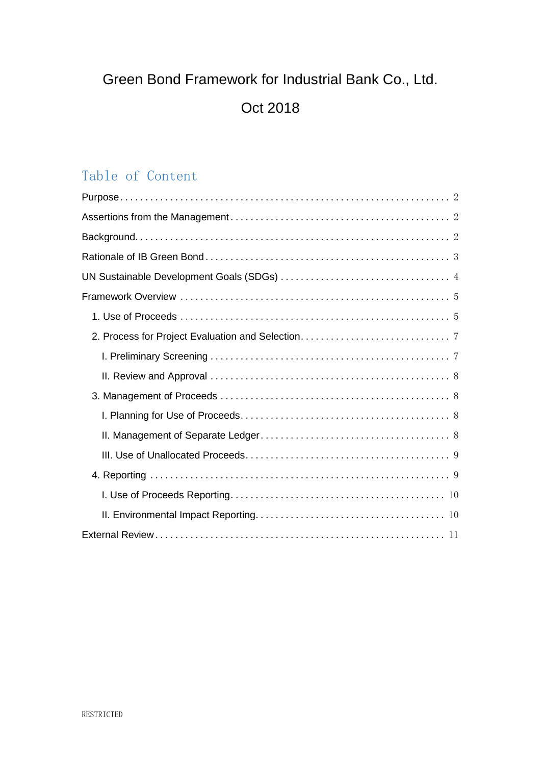# Green Bond Framework for Industrial Bank Co., Ltd.

Oct 2018

## Table of Content

Purpose ..... 2

Assertions from the Management ..... 2

Background ..... 2

Rationale of IB Green Bond ..... 3

UN Sustainable Development Goals (SDGs) ..... 4

Framework Overview ..... 5

- 1. Use of Proceeds ..... 5
- 2. Process for Project Evaluation and Selection ..... 7
  - I. Preliminary Screening ..... 7
  - II. Review and Approval ..... 8
- 3. Management of Proceeds ..... 8
  - I. Planning for Use of Proceeds ..... 8
  - II. Management of Separate Ledger ..... 8
  - III. Use of Unallocated Proceeds ..... 9
- 4. Reporting ..... 9
  - I. Use of Proceeds Reporting ..... 10
  - II. Environmental Impact Reporting ..... 10

External Review ..... 11

RESTRICTED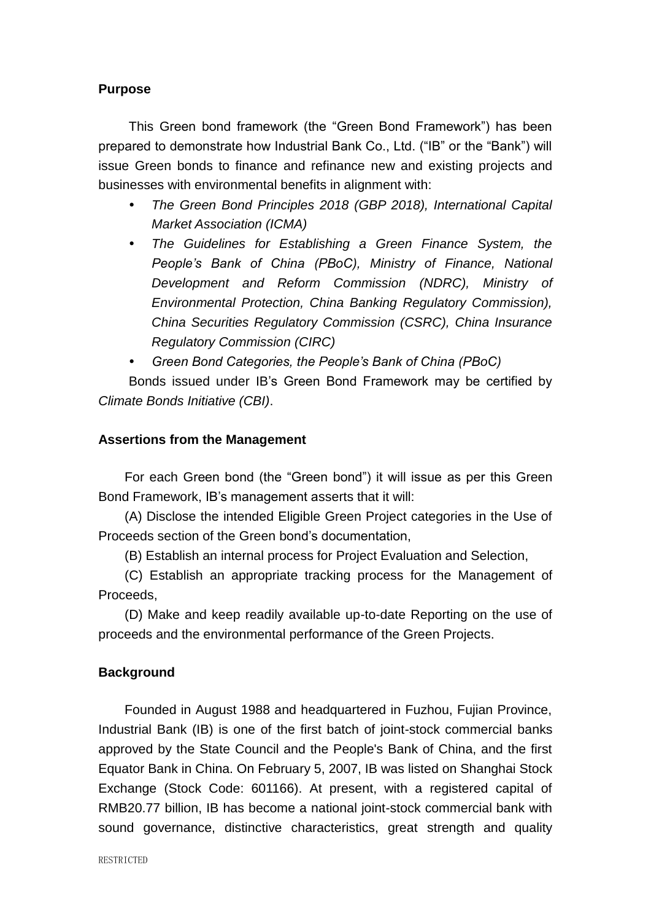**Purpose**

This Green bond framework (the "Green Bond Framework") has been prepared to demonstrate how Industrial Bank Co., Ltd. ("IB" or the "Bank") will issue Green bonds to finance and refinance new and existing projects and businesses with environmental benefits in alignment with:

- *The Green Bond Principles 2018 (GBP 2018), International Capital Market Association (ICMA)*
- *The Guidelines for Establishing a Green Finance System, the People's Bank of China (PBoC), Ministry of Finance, National Development and Reform Commission (NDRC), Ministry of Environmental Protection, China Banking Regulatory Commission), China Securities Regulatory Commission (CSRC), China Insurance Regulatory Commission (CIRC)*
- *Green Bond Categories, the People's Bank of China (PBoC)*

Bonds issued under IB's Green Bond Framework may be certified by *Climate Bonds Initiative (CBI)*.

**Assertions from the Management**

For each Green bond (the "Green bond") it will issue as per this Green Bond Framework, IB's management asserts that it will:

(A) Disclose the intended Eligible Green Project categories in the Use of Proceeds section of the Green bond's documentation,

(B) Establish an internal process for Project Evaluation and Selection,

(C) Establish an appropriate tracking process for the Management of Proceeds,

(D) Make and keep readily available up-to-date Reporting on the use of proceeds and the environmental performance of the Green Projects.

**Background**

Founded in August 1988 and headquartered in Fuzhou, Fujian Province, Industrial Bank (IB) is one of the first batch of joint-stock commercial banks approved by the State Council and the People's Bank of China, and the first Equator Bank in China. On February 5, 2007, IB was listed on Shanghai Stock Exchange (Stock Code: 601166). At present, with a registered capital of RMB20.77 billion, IB has become a national joint-stock commercial bank with sound governance, distinctive characteristics, great strength and quality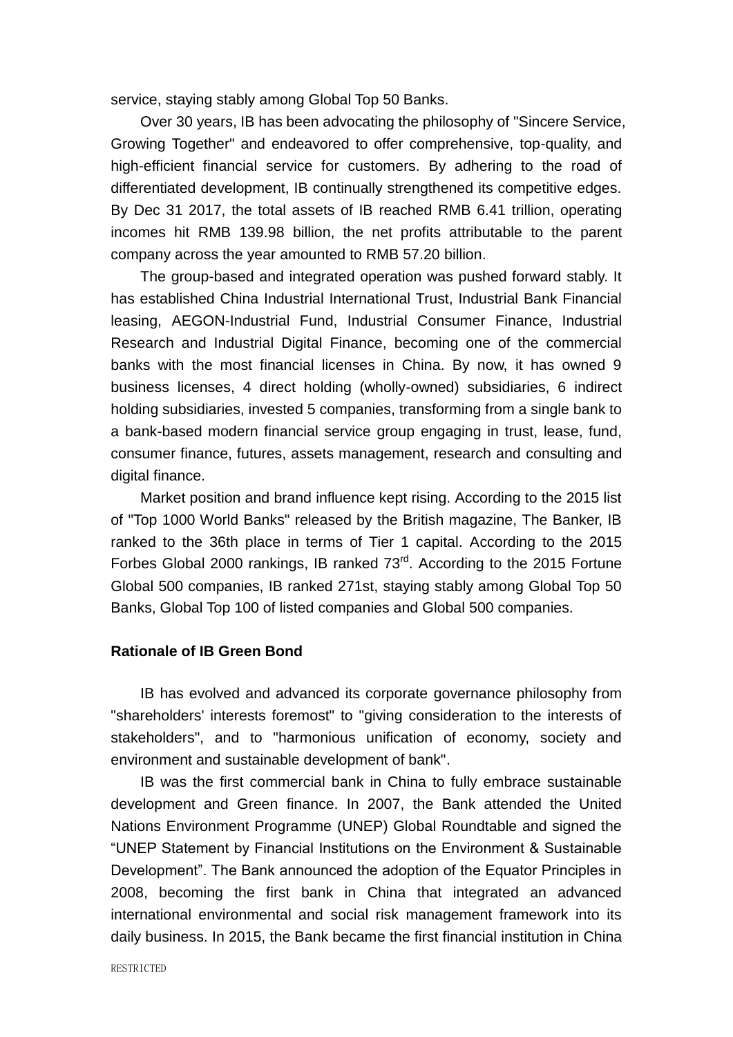service, staying stably among Global Top 50 Banks.

Over 30 years, IB has been advocating the philosophy of "Sincere Service, Growing Together" and endeavored to offer comprehensive, top-quality, and high-efficient financial service for customers. By adhering to the road of differentiated development, IB continually strengthened its competitive edges. By Dec 31 2017, the total assets of IB reached RMB 6.41 trillion, operating incomes hit RMB 139.98 billion, the net profits attributable to the parent company across the year amounted to RMB 57.20 billion.

The group-based and integrated operation was pushed forward stably. It has established China Industrial International Trust, Industrial Bank Financial leasing, AEGON-Industrial Fund, Industrial Consumer Finance, Industrial Research and Industrial Digital Finance, becoming one of the commercial banks with the most financial licenses in China. By now, it has owned 9 business licenses, 4 direct holding (wholly-owned) subsidiaries, 6 indirect holding subsidiaries, invested 5 companies, transforming from a single bank to a bank-based modern financial service group engaging in trust, lease, fund, consumer finance, futures, assets management, research and consulting and digital finance.

Market position and brand influence kept rising. According to the 2015 list of "Top 1000 World Banks" released by the British magazine, The Banker, IB ranked to the 36th place in terms of Tier 1 capital. According to the 2015 Forbes Global 2000 rankings, IB ranked 73rd. According to the 2015 Fortune Global 500 companies, IB ranked 271st, staying stably among Global Top 50 Banks, Global Top 100 of listed companies and Global 500 companies.

**Rationale of IB Green Bond**

IB has evolved and advanced its corporate governance philosophy from "shareholders' interests foremost" to "giving consideration to the interests of stakeholders", and to "harmonious unification of economy, society and environment and sustainable development of bank".

IB was the first commercial bank in China to fully embrace sustainable development and Green finance. In 2007, the Bank attended the United Nations Environment Programme (UNEP) Global Roundtable and signed the "UNEP Statement by Financial Institutions on the Environment & Sustainable Development". The Bank announced the adoption of the Equator Principles in 2008, becoming the first bank in China that integrated an advanced international environmental and social risk management framework into its daily business. In 2015, the Bank became the first financial institution in China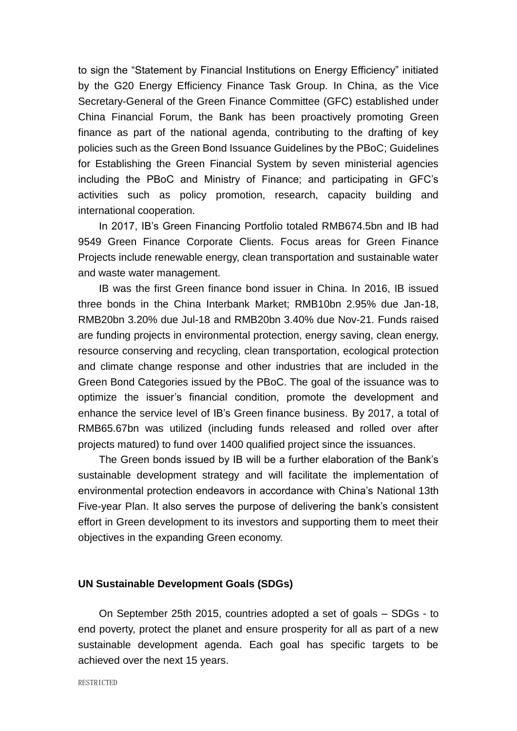to sign the "Statement by Financial Institutions on Energy Efficiency" initiated by the G20 Energy Efficiency Finance Task Group. In China, as the Vice Secretary-General of the Green Finance Committee (GFC) established under China Financial Forum, the Bank has been proactively promoting Green finance as part of the national agenda, contributing to the drafting of key policies such as the Green Bond Issuance Guidelines by the PBoC; Guidelines for Establishing the Green Financial System by seven ministerial agencies including the PBoC and Ministry of Finance; and participating in GFC's activities such as policy promotion, research, capacity building and international cooperation.

In 2017, IB's Green Financing Portfolio totaled RMB674.5bn and IB had 9549 Green Finance Corporate Clients. Focus areas for Green Finance Projects include renewable energy, clean transportation and sustainable water and waste water management.

IB was the first Green finance bond issuer in China. In 2016, IB issued three bonds in the China Interbank Market; RMB10bn 2.95% due Jan-18, RMB20bn 3.20% due Jul-18 and RMB20bn 3.40% due Nov-21. Funds raised are funding projects in environmental protection, energy saving, clean energy, resource conserving and recycling, clean transportation, ecological protection and climate change response and other industries that are included in the Green Bond Categories issued by the PBoC. The goal of the issuance was to optimize the issuer's financial condition, promote the development and enhance the service level of IB's Green finance business. By 2017, a total of RMB65.67bn was utilized (including funds released and rolled over after projects matured) to fund over 1400 qualified project since the issuances.

The Green bonds issued by IB will be a further elaboration of the Bank's sustainable development strategy and will facilitate the implementation of environmental protection endeavors in accordance with China's National 13th Five-year Plan. It also serves the purpose of delivering the bank's consistent effort in Green development to its investors and supporting them to meet their objectives in the expanding Green economy.

**UN Sustainable Development Goals (SDGs)**

On September 25th 2015, countries adopted a set of goals – SDGs - to end poverty, protect the planet and ensure prosperity for all as part of a new sustainable development agenda. Each goal has specific targets to be achieved over the next 15 years.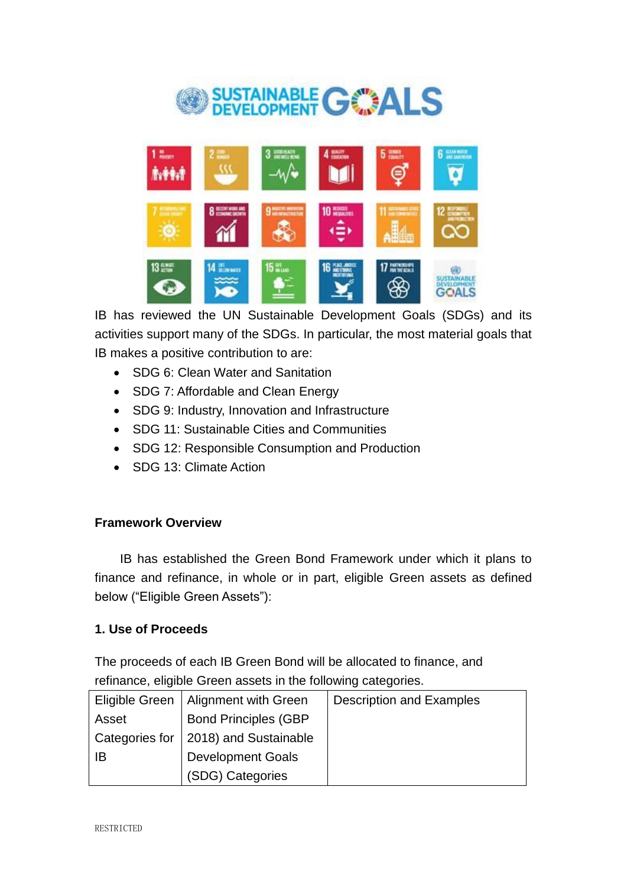IB has reviewed the UN Sustainable Development Goals (SDGs) and its activities support many of the SDGs. In particular, the most material goals that IB makes a positive contribution to are:

- SDG 6: Clean Water and Sanitation
- SDG 7: Affordable and Clean Energy
- SDG 9: Industry, Innovation and Infrastructure
- SDG 11: Sustainable Cities and Communities
- SDG 12: Responsible Consumption and Production
- SDG 13: Climate Action

**Framework Overview**

IB has established the Green Bond Framework under which it plans to finance and refinance, in whole or in part, eligible Green assets as defined below ("Eligible Green Assets"):

**1. Use of Proceeds**

The proceeds of each IB Green Bond will be allocated to finance, and refinance, eligible Green assets in the following categories.

| Eligible Green Asset Categories for IB | Alignment with Green Bond Principles (GBP 2018) and Sustainable Development Goals (SDG) Categories | Description and Examples |
| --- | --- | --- |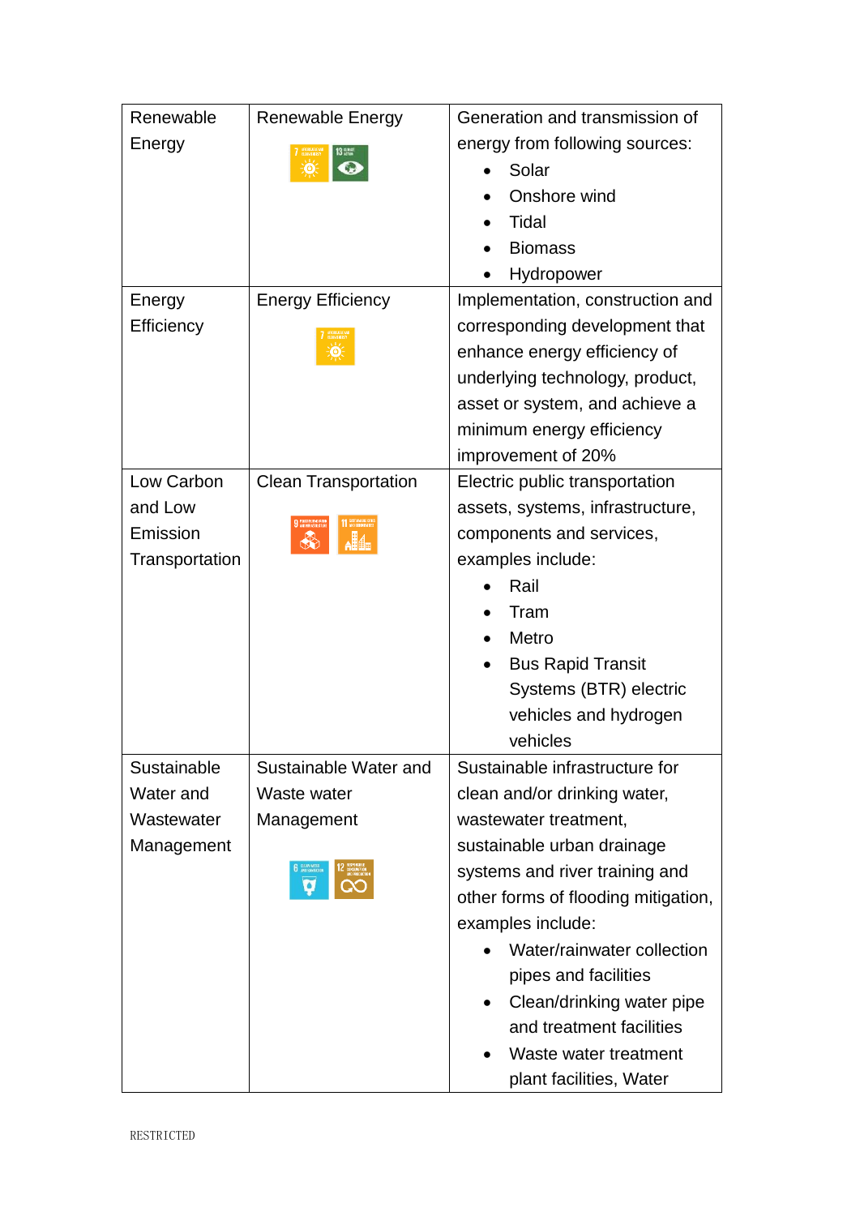| | | |
|---|---|---|
| Renewable Energy | Renewable Energy | Generation and transmission of energy from following sources:<br>• Solar<br>• Onshore wind<br>• Tidal<br>• Biomass<br>• Hydropower |
| Energy Efficiency | Energy Efficiency | Implementation, construction and corresponding development that enhance energy efficiency of underlying technology, product, asset or system, and achieve a minimum energy efficiency improvement of 20% |
| Low Carbon and Low Emission Transportation | Clean Transportation | Electric public transportation assets, systems, infrastructure, components and services, examples include:<br>• Rail<br>• Tram<br>• Metro<br>• Bus Rapid Transit Systems (BTR) electric vehicles and hydrogen vehicles |
| Sustainable Water and Wastewater Management | Sustainable Water and Waste water Management | Sustainable infrastructure for clean and/or drinking water, wastewater treatment, sustainable urban drainage systems and river training and other forms of flooding mitigation, examples include:<br>• Water/rainwater collection pipes and facilities<br>• Clean/drinking water pipe and treatment facilities<br>• Waste water treatment plant facilities, Water |

RESTRICTED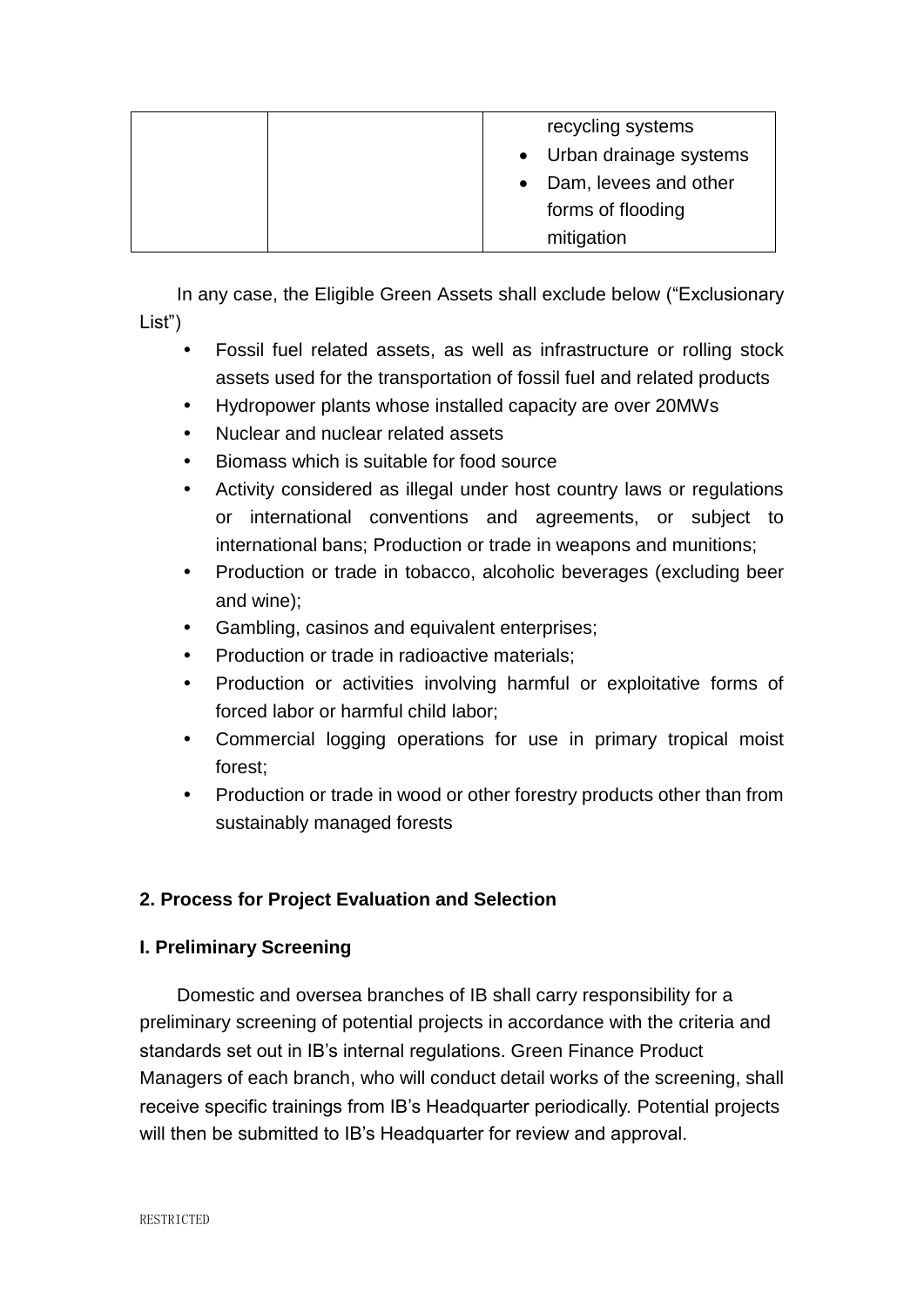|  |  | recycling systems<br>• Urban drainage systems<br>• Dam, levees and other forms of flooding mitigation |
|---|---|---|

In any case, the Eligible Green Assets shall exclude below ("Exclusionary List")

- Fossil fuel related assets, as well as infrastructure or rolling stock assets used for the transportation of fossil fuel and related products
- Hydropower plants whose installed capacity are over 20MWs
- Nuclear and nuclear related assets
- Biomass which is suitable for food source
- Activity considered as illegal under host country laws or regulations or international conventions and agreements, or subject to international bans; Production or trade in weapons and munitions;
- Production or trade in tobacco, alcoholic beverages (excluding beer and wine);
- Gambling, casinos and equivalent enterprises;
- Production or trade in radioactive materials;
- Production or activities involving harmful or exploitative forms of forced labor or harmful child labor;
- Commercial logging operations for use in primary tropical moist forest;
- Production or trade in wood or other forestry products other than from sustainably managed forests

**2. Process for Project Evaluation and Selection**

**I. Preliminary Screening**

Domestic and oversea branches of IB shall carry responsibility for a preliminary screening of potential projects in accordance with the criteria and standards set out in IB's internal regulations. Green Finance Product Managers of each branch, who will conduct detail works of the screening, shall receive specific trainings from IB's Headquarter periodically. Potential projects will then be submitted to IB's Headquarter for review and approval.

RESTRICTED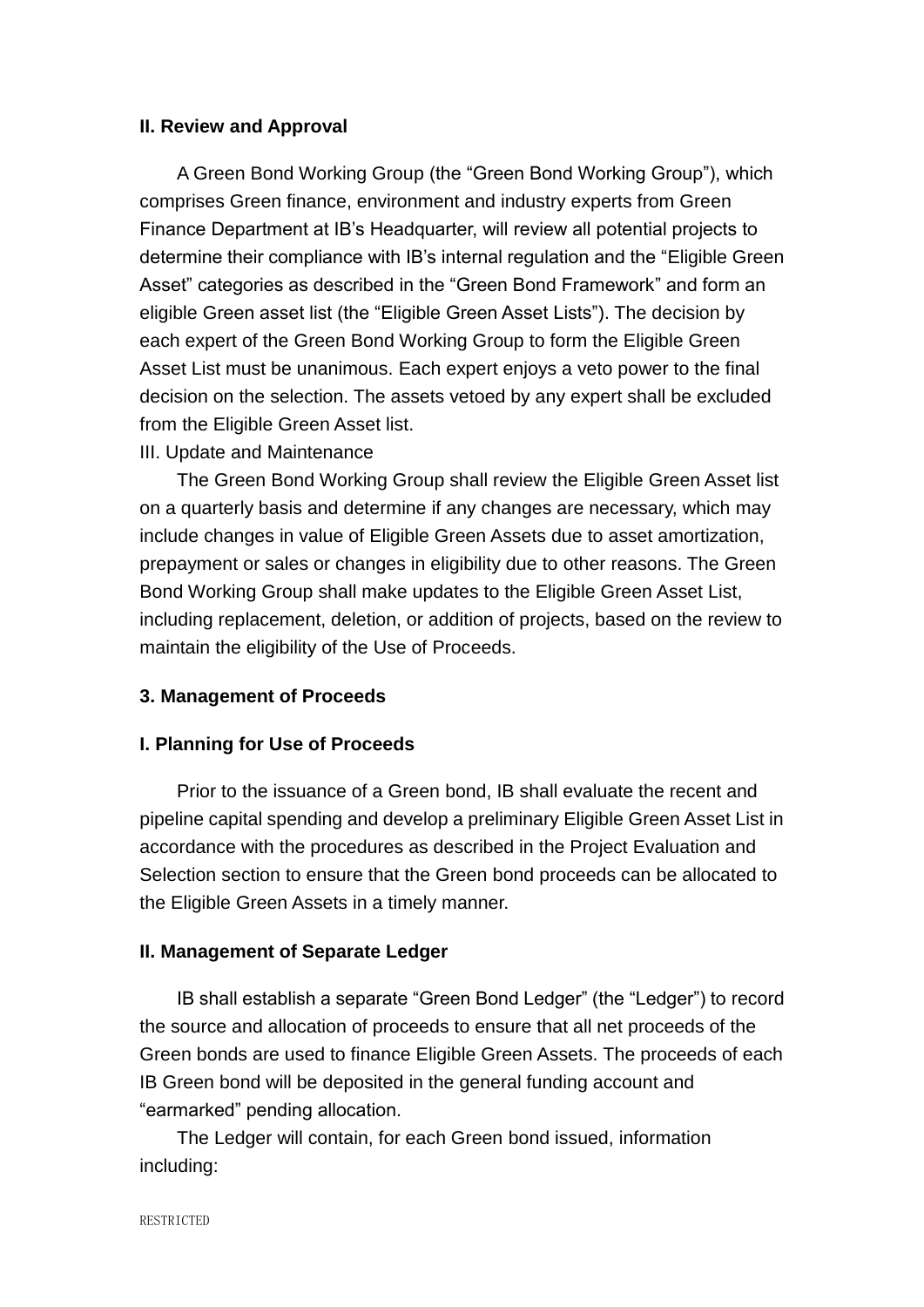**II. Review and Approval**

A Green Bond Working Group (the "Green Bond Working Group"), which comprises Green finance, environment and industry experts from Green Finance Department at IB's Headquarter, will review all potential projects to determine their compliance with IB's internal regulation and the "Eligible Green Asset" categories as described in the "Green Bond Framework" and form an eligible Green asset list (the "Eligible Green Asset Lists"). The decision by each expert of the Green Bond Working Group to form the Eligible Green Asset List must be unanimous. Each expert enjoys a veto power to the final decision on the selection. The assets vetoed by any expert shall be excluded from the Eligible Green Asset list.

III. Update and Maintenance

The Green Bond Working Group shall review the Eligible Green Asset list on a quarterly basis and determine if any changes are necessary, which may include changes in value of Eligible Green Assets due to asset amortization, prepayment or sales or changes in eligibility due to other reasons. The Green Bond Working Group shall make updates to the Eligible Green Asset List, including replacement, deletion, or addition of projects, based on the review to maintain the eligibility of the Use of Proceeds.

**3. Management of Proceeds**

**I. Planning for Use of Proceeds**

Prior to the issuance of a Green bond, IB shall evaluate the recent and pipeline capital spending and develop a preliminary Eligible Green Asset List in accordance with the procedures as described in the Project Evaluation and Selection section to ensure that the Green bond proceeds can be allocated to the Eligible Green Assets in a timely manner.

**II. Management of Separate Ledger**

IB shall establish a separate "Green Bond Ledger" (the "Ledger") to record the source and allocation of proceeds to ensure that all net proceeds of the Green bonds are used to finance Eligible Green Assets. The proceeds of each IB Green bond will be deposited in the general funding account and "earmarked" pending allocation.

The Ledger will contain, for each Green bond issued, information including:

RESTRICTED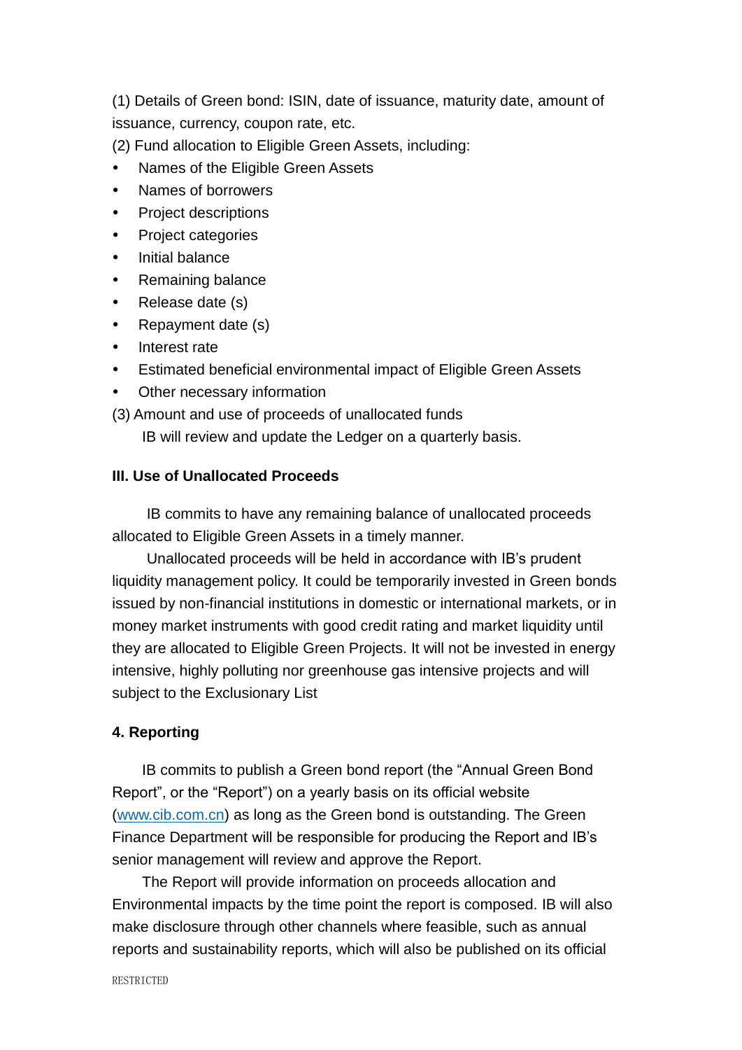(1) Details of Green bond: ISIN, date of issuance, maturity date, amount of issuance, currency, coupon rate, etc.

(2) Fund allocation to Eligible Green Assets, including:

- Names of the Eligible Green Assets
- Names of borrowers
- Project descriptions
- Project categories
- Initial balance
- Remaining balance
- Release date (s)
- Repayment date (s)
- Interest rate
- Estimated beneficial environmental impact of Eligible Green Assets
- Other necessary information

(3) Amount and use of proceeds of unallocated funds

IB will review and update the Ledger on a quarterly basis.

**III. Use of Unallocated Proceeds**

IB commits to have any remaining balance of unallocated proceeds allocated to Eligible Green Assets in a timely manner.

Unallocated proceeds will be held in accordance with IB's prudent liquidity management policy. It could be temporarily invested in Green bonds issued by non-financial institutions in domestic or international markets, or in money market instruments with good credit rating and market liquidity until they are allocated to Eligible Green Projects. It will not be invested in energy intensive, highly polluting nor greenhouse gas intensive projects and will subject to the Exclusionary List

**4. Reporting**

IB commits to publish a Green bond report (the "Annual Green Bond Report", or the "Report") on a yearly basis on its official website ([www.cib.com.cn](www.cib.com.cn)) as long as the Green bond is outstanding. The Green Finance Department will be responsible for producing the Report and IB's senior management will review and approve the Report.

The Report will provide information on proceeds allocation and Environmental impacts by the time point the report is composed. IB will also make disclosure through other channels where feasible, such as annual reports and sustainability reports, which will also be published on its official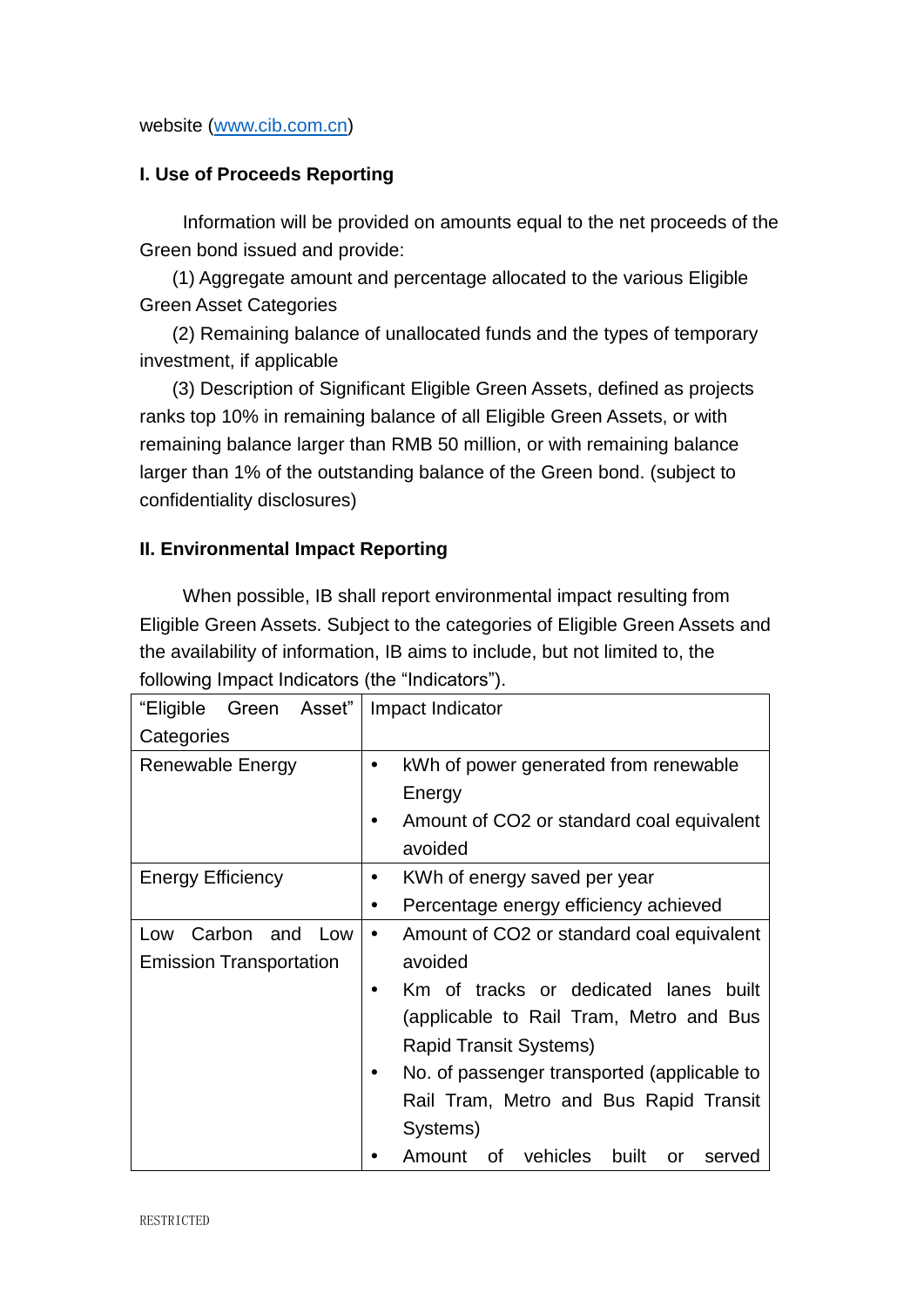website (www.cib.com.cn)

### I. Use of Proceeds Reporting

Information will be provided on amounts equal to the net proceeds of the Green bond issued and provide:

(1) Aggregate amount and percentage allocated to the various Eligible Green Asset Categories

(2) Remaining balance of unallocated funds and the types of temporary investment, if applicable

(3) Description of Significant Eligible Green Assets, defined as projects ranks top 10% in remaining balance of all Eligible Green Assets, or with remaining balance larger than RMB 50 million, or with remaining balance larger than 1% of the outstanding balance of the Green bond. (subject to confidentiality disclosures)

### II. Environmental Impact Reporting

When possible, IB shall report environmental impact resulting from Eligible Green Assets. Subject to the categories of Eligible Green Assets and the availability of information, IB aims to include, but not limited to, the following Impact Indicators (the "Indicators").

| "Eligible Green Asset" Categories | Impact Indicator |
|---|---|
| Renewable Energy | • kWh of power generated from renewable Energy<br>• Amount of $CO_2$ or standard coal equivalent avoided |
| Energy Efficiency | • KWh of energy saved per year<br>• Percentage energy efficiency achieved |
| Low Carbon and Low Emission Transportation | • Amount of $CO_2$ or standard coal equivalent avoided<br>• Km of tracks or dedicated lanes built (applicable to Rail Tram, Metro and Bus Rapid Transit Systems)<br>• No. of passenger transported (applicable to Rail Tram, Metro and Bus Rapid Transit Systems)<br>• Amount of vehicles built or served |

RESTRICTED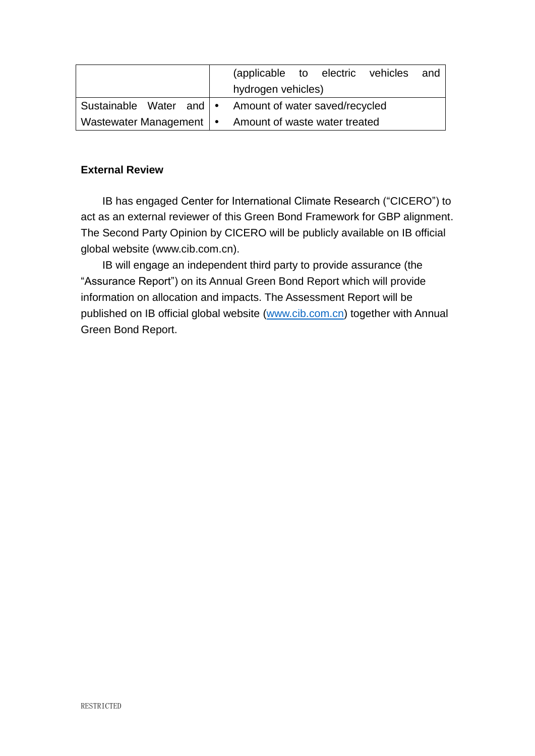| | |
|---|---|
| | (applicable to electric vehicles and hydrogen vehicles) |
| Sustainable Water and Wastewater Management | • Amount of water saved/recycled<br>• Amount of waste water treated |

**External Review**

IB has engaged Center for International Climate Research ("CICERO") to act as an external reviewer of this Green Bond Framework for GBP alignment. The Second Party Opinion by CICERO will be publicly available on IB official global website (www.cib.com.cn).

IB will engage an independent third party to provide assurance (the "Assurance Report") on its Annual Green Bond Report which will provide information on allocation and impacts. The Assessment Report will be published on IB official global website (www.cib.com.cn) together with Annual Green Bond Report.

RESTRICTED